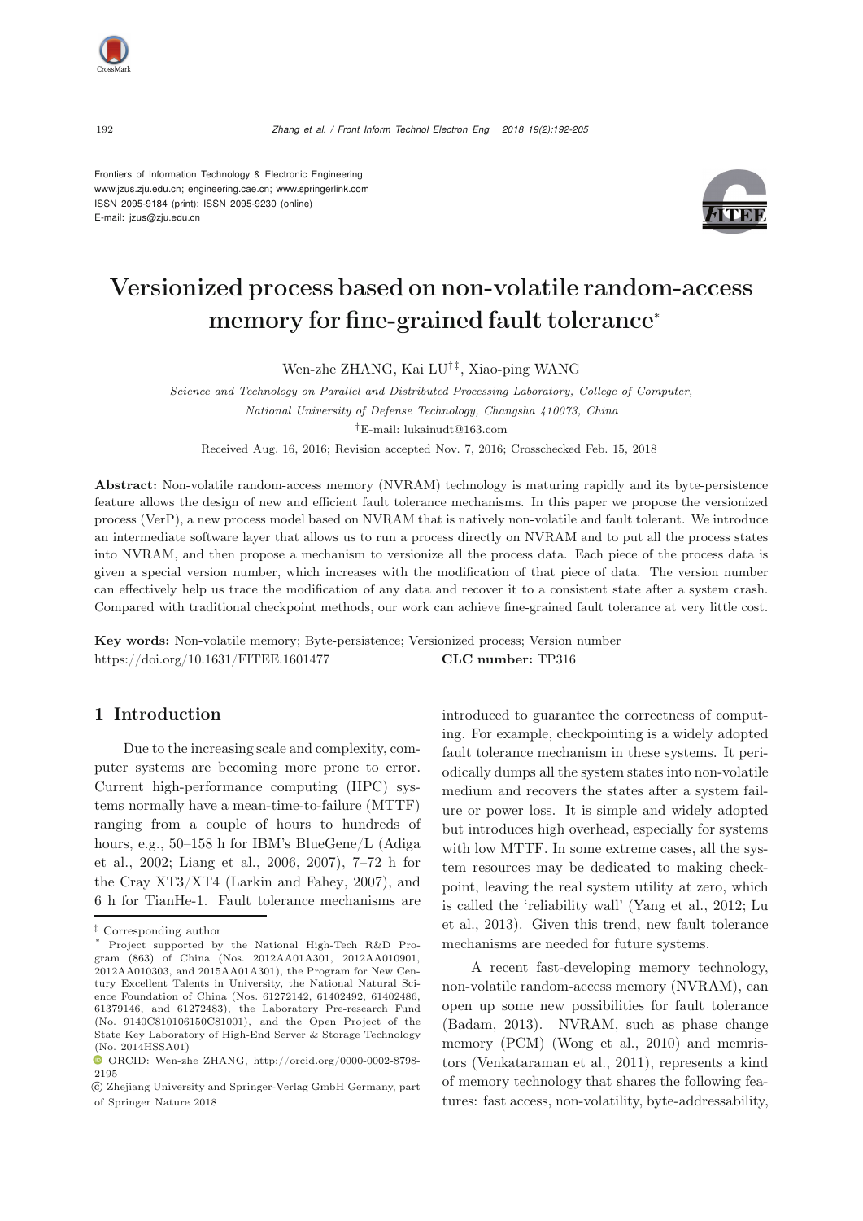Frontiers of Information Technology & Electronic Engineering
www.jzus.zju.edu.cn; engineering.cae.cn; www.springerlink.com
ISSN 2095-9184 (print); ISSN 2095-9230 (online)
E-mail: jzus@zju.edu.cn

# Versionized process based on non-volatile random-access memory for fine-grained fault tolerance*

Wen-zhe ZHANG, Kai LU[†‡], Xiao-ping WANG

*Science and Technology on Parallel and Distributed Processing Laboratory, College of Computer, National University of Defense Technology, Changsha 410073, China*

[†]E-mail: lukainudt@163.com

Received Aug. 16, 2016; Revision accepted Nov. 7, 2016; Crosschecked Feb. 15, 2018

**Abstract:** Non-volatile random-access memory (NVRAM) technology is maturing rapidly and its byte-persistence feature allows the design of new and efficient fault tolerance mechanisms. In this paper we propose the versionized process (VerP), a new process model based on NVRAM that is natively non-volatile and fault tolerant. We introduce an intermediate software layer that allows us to run a process directly on NVRAM and to put all the process states into NVRAM, and then propose a mechanism to versionize all the process data. Each piece of the process data is given a special version number, which increases with the modification of that piece of data. The version number can effectively help us trace the modification of any data and recover it to a consistent state after a system crash. Compared with traditional checkpoint methods, our work can achieve fine-grained fault tolerance at very little cost.

**Key words:** Non-volatile memory; Byte-persistence; Versionized process; Version number
https://doi.org/10.1631/FITEE.1601477 **CLC number:** TP316

## 1 Introduction

Due to the increasing scale and complexity, computer systems are becoming more prone to error. Current high-performance computing (HPC) systems normally have a mean-time-to-failure (MTTF) ranging from a couple of hours to hundreds of hours, e.g., 50–158 h for IBM's BlueGene/L (Adiga et al., 2002; Liang et al., 2006, 2007), 7–72 h for the Cray XT3/XT4 (Larkin and Fahey, 2007), and 6 h for TianHe-1. Fault tolerance mechanisms are introduced to guarantee the correctness of computing. For example, checkpointing is a widely adopted fault tolerance mechanism in these systems. It periodically dumps all the system states into non-volatile medium and recovers the states after a system failure or power loss. It is simple and widely adopted but introduces high overhead, especially for systems with low MTTF. In some extreme cases, all the system resources may be dedicated to making checkpoint, leaving the real system utility at zero, which is called the 'reliability wall' (Yang et al., 2012; Lu et al., 2013). Given this trend, new fault tolerance mechanisms are needed for future systems.

A recent fast-developing memory technology, non-volatile random-access memory (NVRAM), can open up some new possibilities for fault tolerance (Badam, 2013). NVRAM, such as phase change memory (PCM) (Wong et al., 2010) and memristors (Venkataraman et al., 2011), represents a kind of memory technology that shares the following features: fast access, non-volatility, byte-addressability,

---

[‡] Corresponding author

[*] Project supported by the National High-Tech R&D Program (863) of China (Nos. 2012AA01A301, 2012AA010901, 2012AA010303, and 2015AA01A301), the Program for New Century Excellent Talents in University, the National Natural Science Foundation of China (Nos. 61272142, 61402492, 61402486, 61379146, and 61272483), the Laboratory Pre-research Fund (No. 9140C810106150C81001), and the Open Project of the State Key Laboratory of High-End Server & Storage Technology (No. 2014HSSA01)

ORCID: Wen-zhe ZHANG, http://orcid.org/0000-0002-8798-2195

© Zhejiang University and Springer-Verlag GmbH Germany, part of Springer Nature 2018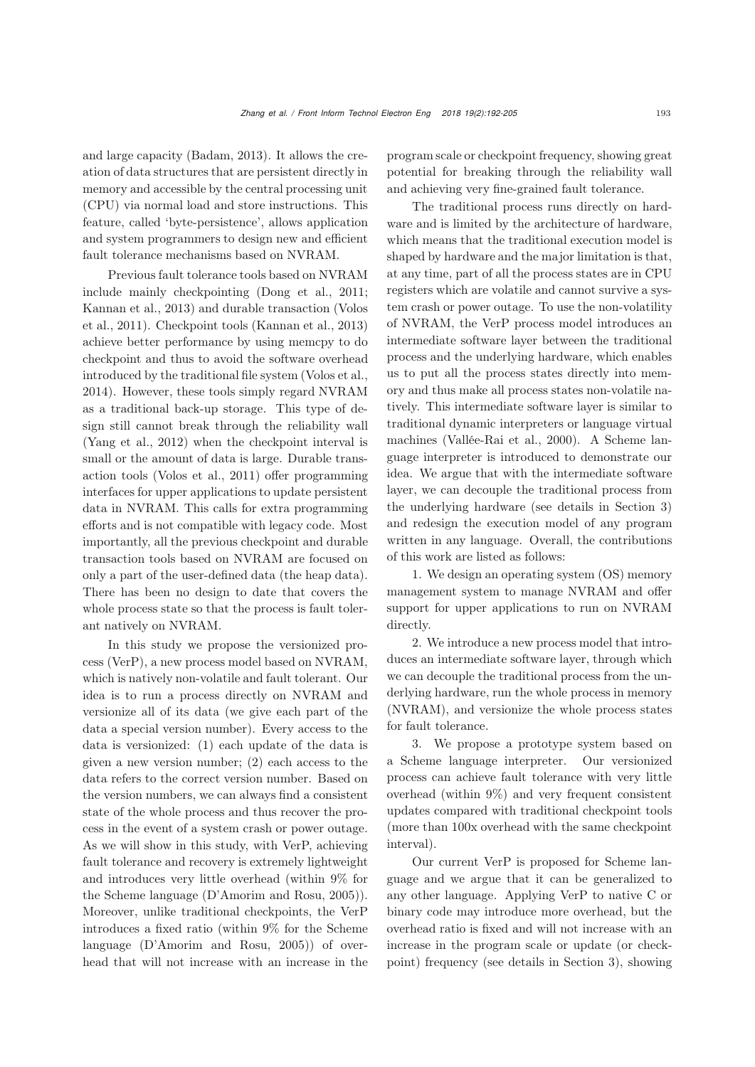and large capacity (Badam, 2013). It allows the creation of data structures that are persistent directly in memory and accessible by the central processing unit (CPU) via normal load and store instructions. This feature, called 'byte-persistence', allows application and system programmers to design new and efficient fault tolerance mechanisms based on NVRAM.

Previous fault tolerance tools based on NVRAM include mainly checkpointing (Dong et al., 2011; Kannan et al., 2013) and durable transaction (Volos et al., 2011). Checkpoint tools (Kannan et al., 2013) achieve better performance by using memcpy to do checkpoint and thus to avoid the software overhead introduced by the traditional file system (Volos et al., 2014). However, these tools simply regard NVRAM as a traditional back-up storage. This type of design still cannot break through the reliability wall (Yang et al., 2012) when the checkpoint interval is small or the amount of data is large. Durable transaction tools (Volos et al., 2011) offer programming interfaces for upper applications to update persistent data in NVRAM. This calls for extra programming efforts and is not compatible with legacy code. Most importantly, all the previous checkpoint and durable transaction tools based on NVRAM are focused on only a part of the user-defined data (the heap data). There has been no design to date that covers the whole process state so that the process is fault tolerant natively on NVRAM.

In this study we propose the versionized process (VerP), a new process model based on NVRAM, which is natively non-volatile and fault tolerant. Our idea is to run a process directly on NVRAM and versionize all of its data (we give each part of the data a special version number). Every access to the data is versionized: (1) each update of the data is given a new version number; (2) each access to the data refers to the correct version number. Based on the version numbers, we can always find a consistent state of the whole process and thus recover the process in the event of a system crash or power outage. As we will show in this study, with VerP, achieving fault tolerance and recovery is extremely lightweight and introduces very little overhead (within 9% for the Scheme language (D'Amorim and Rosu, 2005)). Moreover, unlike traditional checkpoints, the VerP introduces a fixed ratio (within 9% for the Scheme language (D'Amorim and Rosu, 2005)) of overhead that will not increase with an increase in the program scale or checkpoint frequency, showing great potential for breaking through the reliability wall and achieving very fine-grained fault tolerance.

The traditional process runs directly on hardware and is limited by the architecture of hardware, which means that the traditional execution model is shaped by hardware and the major limitation is that, at any time, part of all the process states are in CPU registers which are volatile and cannot survive a system crash or power outage. To use the non-volatility of NVRAM, the VerP process model introduces an intermediate software layer between the traditional process and the underlying hardware, which enables us to put all the process states directly into memory and thus make all process states non-volatile natively. This intermediate software layer is similar to traditional dynamic interpreters or language virtual machines (Vallée-Rai et al., 2000). A Scheme language interpreter is introduced to demonstrate our idea. We argue that with the intermediate software layer, we can decouple the traditional process from the underlying hardware (see details in Section 3) and redesign the execution model of any program written in any language. Overall, the contributions of this work are listed as follows:

1. We design an operating system (OS) memory management system to manage NVRAM and offer support for upper applications to run on NVRAM directly.

2. We introduce a new process model that introduces an intermediate software layer, through which we can decouple the traditional process from the underlying hardware, run the whole process in memory (NVRAM), and versionize the whole process states for fault tolerance.

3. We propose a prototype system based on a Scheme language interpreter. Our versionized process can achieve fault tolerance with very little overhead (within 9%) and very frequent consistent updates compared with traditional checkpoint tools (more than 100x overhead with the same checkpoint interval).

Our current VerP is proposed for Scheme language and we argue that it can be generalized to any other language. Applying VerP to native C or binary code may introduce more overhead, but the overhead ratio is fixed and will not increase with an increase in the program scale or update (or checkpoint) frequency (see details in Section 3), showing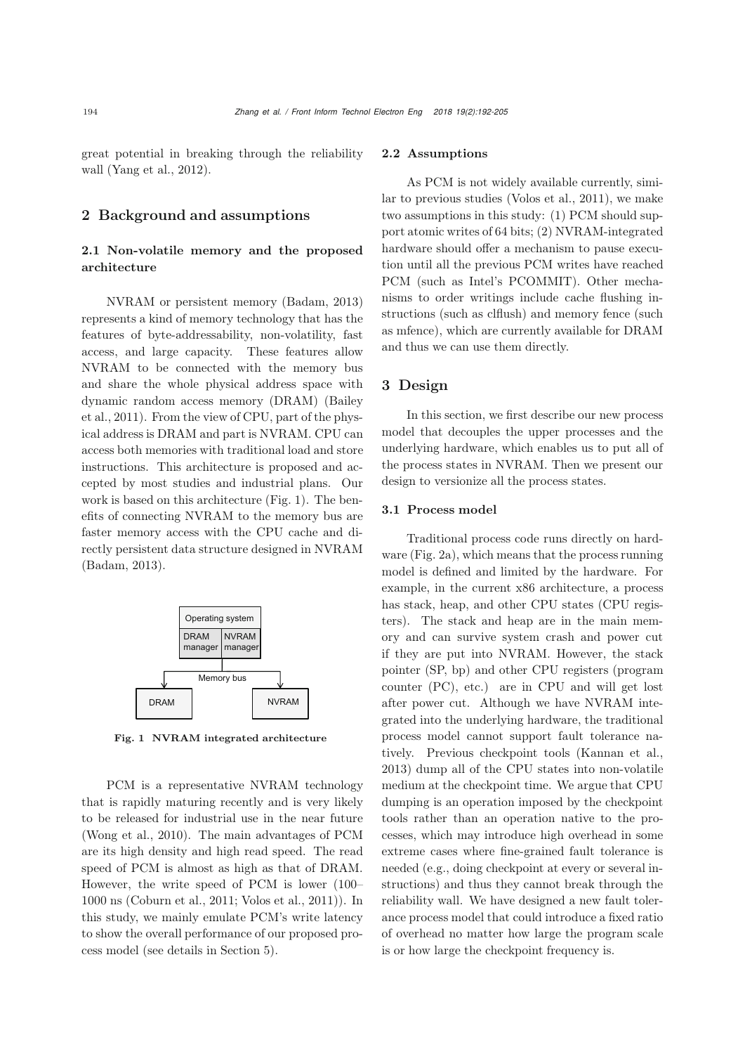great potential in breaking through the reliability wall (Yang et al., 2012).

## 2 Background and assumptions

### 2.1 Non-volatile memory and the proposed architecture

NVRAM or persistent memory (Badam, 2013) represents a kind of memory technology that has the features of byte-addressability, non-volatility, fast access, and large capacity. These features allow NVRAM to be connected with the memory bus and share the whole physical address space with dynamic random access memory (DRAM) (Bailey et al., 2011). From the view of CPU, part of the physical address is DRAM and part is NVRAM. CPU can access both memories with traditional load and store instructions. This architecture is proposed and accepted by most studies and industrial plans. Our work is based on this architecture (Fig. 1). The benefits of connecting NVRAM to the memory bus are faster memory access with the CPU cache and directly persistent data structure designed in NVRAM (Badam, 2013).

Operating system

DRAM manager

NVRAM manager

Memory bus

DRAM

NVRAM

**Fig. 1 NVRAM integrated architecture**

PCM is a representative NVRAM technology that is rapidly maturing recently and is very likely to be released for industrial use in the near future (Wong et al., 2010). The main advantages of PCM are its high density and high read speed. The read speed of PCM is almost as high as that of DRAM. However, the write speed of PCM is lower (100–1000 ns (Coburn et al., 2011; Volos et al., 2011)). In this study, we mainly emulate PCM's write latency to show the overall performance of our proposed process model (see details in Section 5).

### 2.2 Assumptions

As PCM is not widely available currently, similar to previous studies (Volos et al., 2011), we make two assumptions in this study: (1) PCM should support atomic writes of 64 bits; (2) NVRAM-integrated hardware should offer a mechanism to pause execution until all the previous PCM writes have reached PCM (such as Intel's PCOMMIT). Other mechanisms to order writings include cache flushing instructions (such as clflush) and memory fence (such as mfence), which are currently available for DRAM and thus we can use them directly.

## 3 Design

In this section, we first describe our new process model that decouples the upper processes and the underlying hardware, which enables us to put all of the process states in NVRAM. Then we present our design to versionize all the process states.

### 3.1 Process model

Traditional process code runs directly on hardware (Fig. 2a), which means that the process running model is defined and limited by the hardware. For example, in the current x86 architecture, a process has stack, heap, and other CPU states (CPU registers). The stack and heap are in the main memory and can survive system crash and power cut if they are put into NVRAM. However, the stack pointer (SP, bp) and other CPU registers (program counter (PC), etc.) are in CPU and will get lost after power cut. Although we have NVRAM integrated into the underlying hardware, the traditional process model cannot support fault tolerance natively. Previous checkpoint tools (Kannan et al., 2013) dump all of the CPU states into non-volatile medium at the checkpoint time. We argue that CPU dumping is an operation imposed by the checkpoint tools rather than an operation native to the processes, which may introduce high overhead in some extreme cases where fine-grained fault tolerance is needed (e.g., doing checkpoint at every or several instructions) and thus they cannot break through the reliability wall. We have designed a new fault tolerance process model that could introduce a fixed ratio of overhead no matter how large the program scale is or how large the checkpoint frequency is.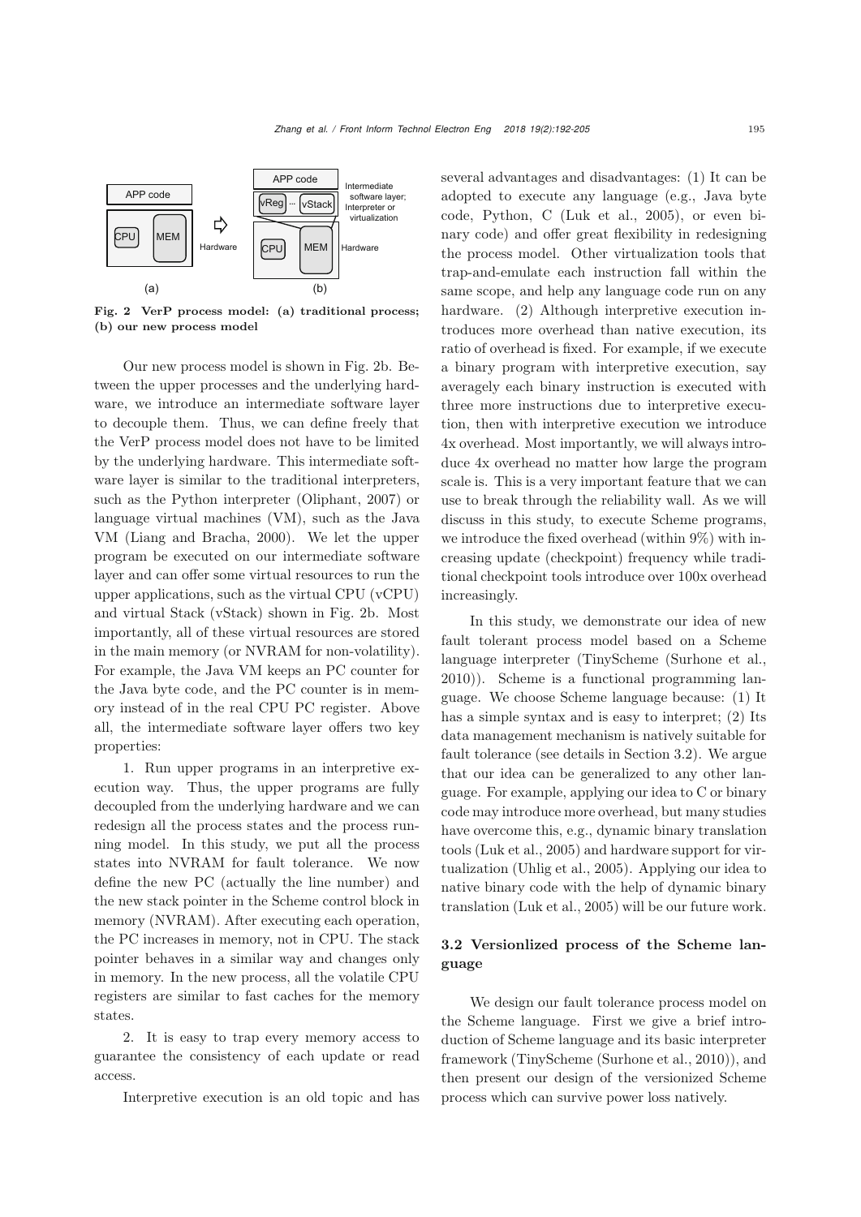APP code

CPU MEM

Hardware

(a)

APP code

vReg ... vStack

Intermediate software layer; Interpreter or virtualization

CPU MEM

Hardware

(b)

**Fig. 2 VerP process model: (a) traditional process; (b) our new process model**

Our new process model is shown in Fig. 2b. Between the upper processes and the underlying hardware, we introduce an intermediate software layer to decouple them. Thus, we can define freely that the VerP process model does not have to be limited by the underlying hardware. This intermediate software layer is similar to the traditional interpreters, such as the Python interpreter (Oliphant, 2007) or language virtual machines (VM), such as the Java VM (Liang and Bracha, 2000). We let the upper program be executed on our intermediate software layer and can offer some virtual resources to run the upper applications, such as the virtual CPU (vCPU) and virtual Stack (vStack) shown in Fig. 2b. Most importantly, all of these virtual resources are stored in the main memory (or NVRAM for non-volatility). For example, the Java VM keeps an PC counter for the Java byte code, and the PC counter is in memory instead of in the real CPU PC register. Above all, the intermediate software layer offers two key properties:

1. Run upper programs in an interpretive execution way. Thus, the upper programs are fully decoupled from the underlying hardware and we can redesign all the process states and the process running model. In this study, we put all the process states into NVRAM for fault tolerance. We now define the new PC (actually the line number) and the new stack pointer in the Scheme control block in memory (NVRAM). After executing each operation, the PC increases in memory, not in CPU. The stack pointer behaves in a similar way and changes only in memory. In the new process, all the volatile CPU registers are similar to fast caches for the memory states.

2. It is easy to trap every memory access to guarantee the consistency of each update or read access.

Interpretive execution is an old topic and has several advantages and disadvantages: (1) It can be adopted to execute any language (e.g., Java byte code, Python, C (Luk et al., 2005), or even binary code) and offer great flexibility in redesigning the process model. Other virtualization tools that trap-and-emulate each instruction fall within the same scope, and help any language code run on any hardware. (2) Although interpretive execution introduces more overhead than native execution, its ratio of overhead is fixed. For example, if we execute a binary program with interpretive execution, say averagely each binary instruction is executed with three more instructions due to interpretive execution, then with interpretive execution we introduce 4x overhead. Most importantly, we will always introduce 4x overhead no matter how large the program scale is. This is a very important feature that we can use to break through the reliability wall. As we will discuss in this study, to execute Scheme programs, we introduce the fixed overhead (within 9%) with increasing update (checkpoint) frequency while traditional checkpoint tools introduce over 100x overhead increasingly.

In this study, we demonstrate our idea of new fault tolerant process model based on a Scheme language interpreter (TinyScheme (Surhone et al., 2010)). Scheme is a functional programming language. We choose Scheme language because: (1) It has a simple syntax and is easy to interpret; (2) Its data management mechanism is natively suitable for fault tolerance (see details in Section 3.2). We argue that our idea can be generalized to any other language. For example, applying our idea to C or binary code may introduce more overhead, but many studies have overcome this, e.g., dynamic binary translation tools (Luk et al., 2005) and hardware support for virtualization (Uhlig et al., 2005). Applying our idea to native binary code with the help of dynamic binary translation (Luk et al., 2005) will be our future work.

### 3.2 Versionlized process of the Scheme language

We design our fault tolerance process model on the Scheme language. First we give a brief introduction of Scheme language and its basic interpreter framework (TinyScheme (Surhone et al., 2010)), and then present our design of the versionized Scheme process which can survive power loss natively.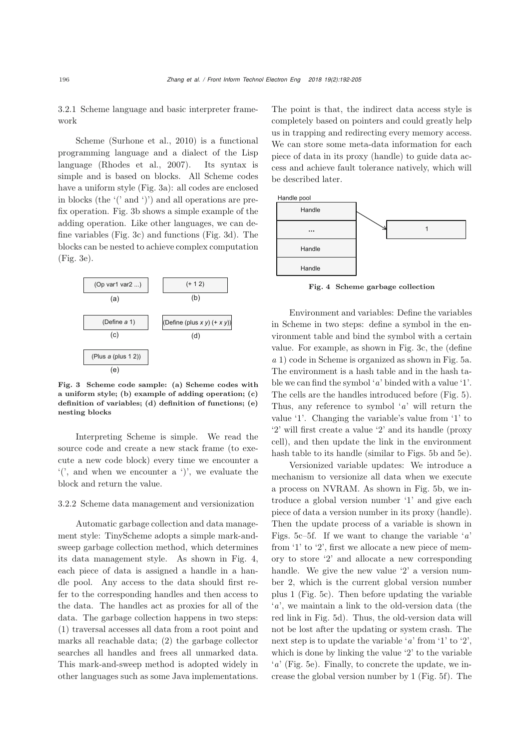### 3.2.1 Scheme language and basic interpreter framework

Scheme (Surhone et al., 2010) is a functional programming language and a dialect of the Lisp language (Rhodes et al., 2007). Its syntax is simple and is based on blocks. All Scheme codes have a uniform style (Fig. 3a): all codes are enclosed in blocks (the '(' and ')') and all operations are prefix operation. Fig. 3b shows a simple example of the adding operation. Like other languages, we can define variables (Fig. 3c) and functions (Fig. 3d). The blocks can be nested to achieve complex computation (Fig. 3e).

(Op var1 var2 ...)
(a)

(+ 1 2)
(b)

(Define *a* 1)
(c)

(Define (plus *x y*) (+ *x y*))
(d)

(Plus *a* (plus 1 2))
(e)

**Fig. 3 Scheme code sample: (a) Scheme codes with a uniform style; (b) example of adding operation; (c) definition of variables; (d) definition of functions; (e) nesting blocks**

Interpreting Scheme is simple. We read the source code and create a new stack frame (to execute a new code block) every time we encounter a '(', and when we encounter a ')', we evaluate the block and return the value.

### 3.2.2 Scheme data management and versionization

Automatic garbage collection and data management style: TinyScheme adopts a simple mark-and-sweep garbage collection method, which determines its data management style. As shown in Fig. 4, each piece of data is assigned a handle in a handle pool. Any access to the data should first refer to the corresponding handles and then access to the data. The handles act as proxies for all of the data. The garbage collection happens in two steps: (1) traversal accesses all data from a root point and marks all reachable data; (2) the garbage collector searches all handles and frees all unmarked data. This mark-and-sweep method is adopted widely in other languages such as some Java implementations. The point is that, the indirect data access style is completely based on pointers and could greatly help us in trapping and redirecting every memory access. We can store some meta-data information for each piece of data in its proxy (handle) to guide data access and achieve fault tolerance natively, which will be described later.

Handle pool

Handle

...

Handle

Handle

1

**Fig. 4 Scheme garbage collection**

Environment and variables: Define the variables in Scheme in two steps: define a symbol in the environment table and bind the symbol with a certain value. For example, as shown in Fig. 3c, the (define *a* 1) code in Scheme is organized as shown in Fig. 5a. The environment is a hash table and in the hash table we can find the symbol '*a*' binded with a value '1'. The cells are the handles introduced before (Fig. 5). Thus, any reference to symbol '*a*' will return the value '1'. Changing the variable's value from '1' to '2' will first create a value '2' and its handle (proxy cell), and then update the link in the environment hash table to its handle (similar to Figs. 5b and 5e).

Versionized variable updates: We introduce a mechanism to versionize all data when we execute a process on NVRAM. As shown in Fig. 5b, we introduce a global version number '1' and give each piece of data a version number in its proxy (handle). Then the update process of a variable is shown in Figs. 5c–5f. If we want to change the variable '*a*' from '1' to '2', first we allocate a new piece of memory to store '2' and allocate a new corresponding handle. We give the new value '2' a version number 2, which is the current global version number plus 1 (Fig. 5c). Then before updating the variable '*a*', we maintain a link to the old-version data (the red link in Fig. 5d). Thus, the old-version data will not be lost after the updating or system crash. The next step is to update the variable '*a*' from '1' to '2', which is done by linking the value '2' to the variable '*a*' (Fig. 5e). Finally, to concrete the update, we increase the global version number by 1 (Fig. 5f). The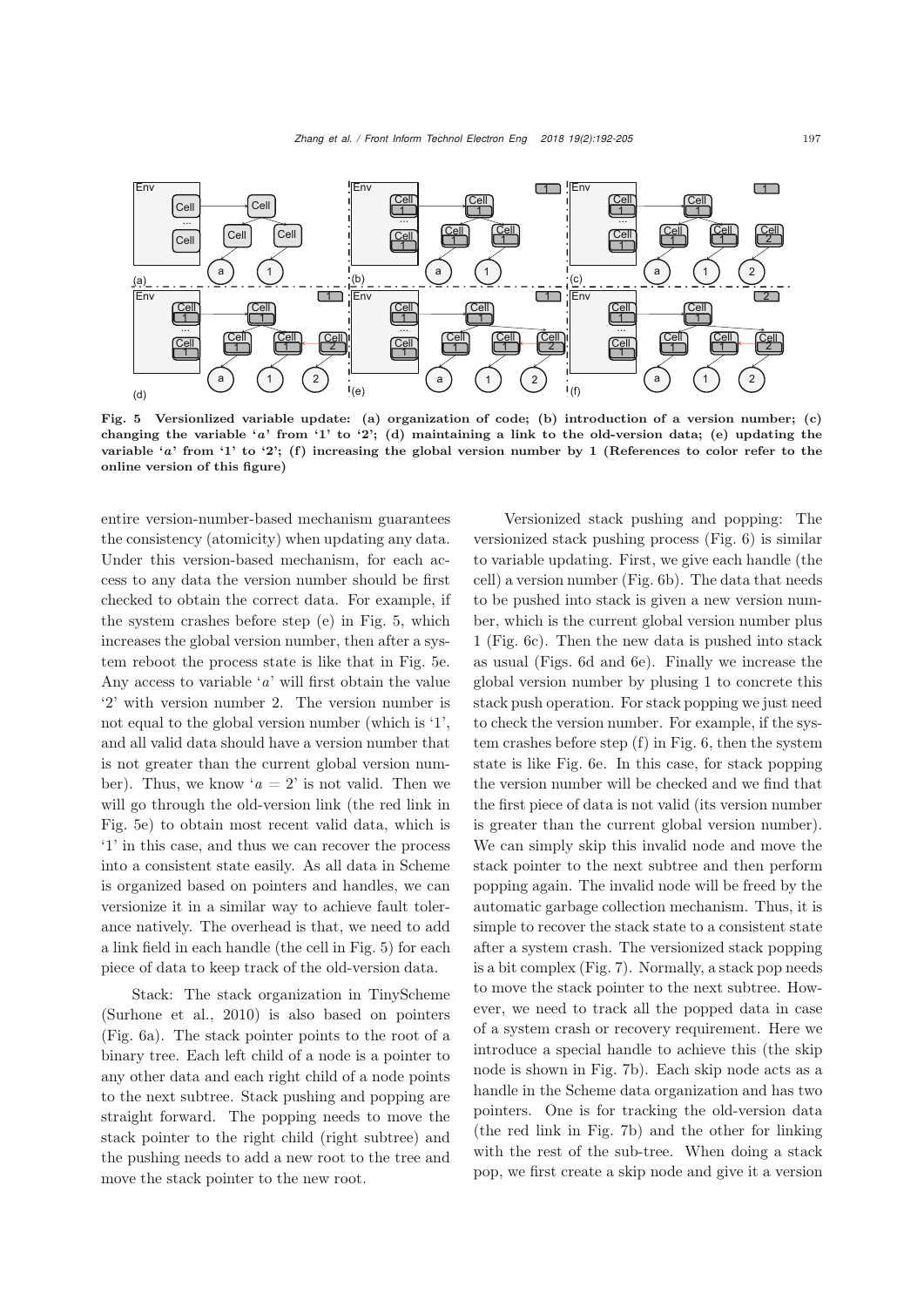Env

Cell

...

Cell

Cell

Cell

Cell

a

1

(a)

Env

Cell 1

...

Cell 1

Cell 1

Cell 1

Cell 1

1

a

1

(b)

Env

Cell 1

...

Cell 1

Cell 1

Cell 1

Cell 1

Cell 2

1

a

1

2

(c)

Env

Cell 1

...

Cell 1

Cell 1

Cell 1

Cell 1

Cell 2

1

a

1

2

(d)

Env

Cell 1

...

Cell 1

Cell 1

Cell 1

Cell 1

Cell 2

1

a

1

2

(e)

Env

Cell 1

...

Cell 1

Cell 1

Cell 1

Cell 1

Cell 2

2

a

1

2

(f)

**Fig. 5 Versionlized variable update: (a) organization of code; (b) introduction of a version number; (c) changing the variable '$a$' from '1' to '2'; (d) maintaining a link to the old-version data; (e) updating the variable '$a$' from '1' to '2'; (f) increasing the global version number by 1 (References to color refer to the online version of this figure)**

entire version-number-based mechanism guarantees the consistency (atomicity) when updating any data. Under this version-based mechanism, for each access to any data the version number should be first checked to obtain the correct data. For example, if the system crashes before step (e) in Fig. 5, which increases the global version number, then after a system reboot the process state is like that in Fig. 5e. Any access to variable '$a$' will first obtain the value '2' with version number 2. The version number is not equal to the global version number (which is '1', and all valid data should have a version number that is not greater than the current global version number). Thus, we know '$a = 2$' is not valid. Then we will go through the old-version link (the red link in Fig. 5e) to obtain most recent valid data, which is '1' in this case, and thus we can recover the process into a consistent state easily. As all data in Scheme is organized based on pointers and handles, we can versionize it in a similar way to achieve fault tolerance natively. The overhead is that, we need to add a link field in each handle (the cell in Fig. 5) for each piece of data to keep track of the old-version data.

Stack: The stack organization in TinyScheme (Surhone et al., 2010) is also based on pointers (Fig. 6a). The stack pointer points to the root of a binary tree. Each left child of a node is a pointer to any other data and each right child of a node points to the next subtree. Stack pushing and popping are straight forward. The popping needs to move the stack pointer to the right child (right subtree) and the pushing needs to add a new root to the tree and move the stack pointer to the new root.

Versionized stack pushing and popping: The versionized stack pushing process (Fig. 6) is similar to variable updating. First, we give each handle (the cell) a version number (Fig. 6b). The data that needs to be pushed into stack is given a new version number, which is the current global version number plus 1 (Fig. 6c). Then the new data is pushed into stack as usual (Figs. 6d and 6e). Finally we increase the global version number by plusing 1 to concrete this stack push operation. For stack popping we just need to check the version number. For example, if the system crashes before step (f) in Fig. 6, then the system state is like Fig. 6e. In this case, for stack popping the version number will be checked and we find that the first piece of data is not valid (its version number is greater than the current global version number). We can simply skip this invalid node and move the stack pointer to the next subtree and then perform popping again. The invalid node will be freed by the automatic garbage collection mechanism. Thus, it is simple to recover the stack state to a consistent state after a system crash. The versionized stack popping is a bit complex (Fig. 7). Normally, a stack pop needs to move the stack pointer to the next subtree. However, we need to track all the popped data in case of a system crash or recovery requirement. Here we introduce a special handle to achieve this (the skip node is shown in Fig. 7b). Each skip node acts as a handle in the Scheme data organization and has two pointers. One is for tracking the old-version data (the red link in Fig. 7b) and the other for linking with the rest of the sub-tree. When doing a stack pop, we first create a skip node and give it a version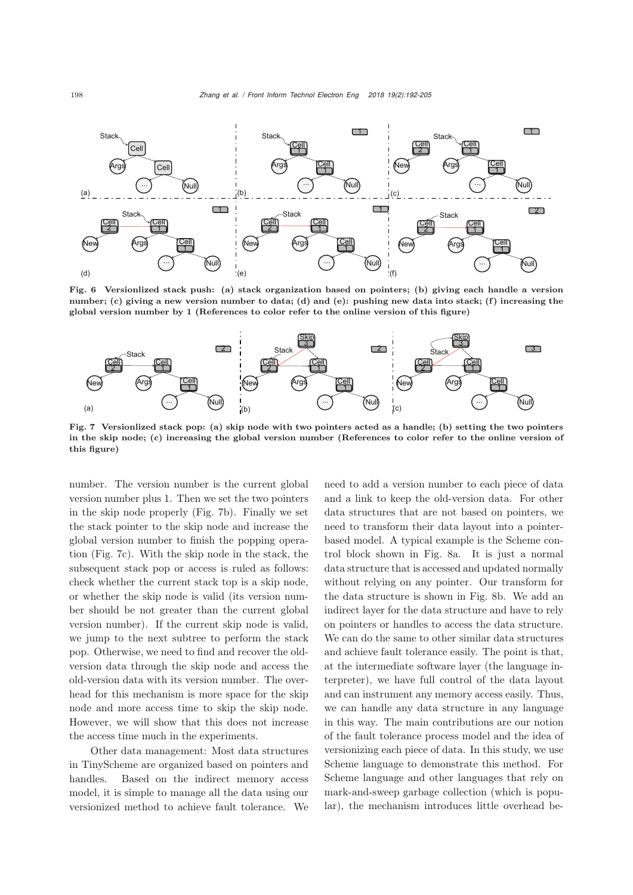Stack

Cell

Args

Cell

...

Null

(a)

Stack

Cell 1

Args

Cell 1

...

Null

1

(b)

Cell 2

New

Stack

Cell 1

Args

Cell 1

...

Null

1

(c)

Stack

Cell 2

New

Cell 1

Args

Cell 1

...

Null

1

(d)

Stack

Cell 2

New

Cell 1

Args

Cell 1

...

Null

1

(e)

Stack

Cell 2

New

Cell 1

Args

Cell 1

...

Null

2

(f)

**Fig. 6 Versionlized stack push: (a) stack organization based on pointers; (b) giving each handle a version number; (c) giving a new version number to data; (d) and (e): pushing new data into stack; (f) increasing the global version number by 1 (References to color refer to the online version of this figure)**

Stack

Cell 2

New

Cell 1

Args

Cell 1

...

Null

2

(a)

Skip 3

Stack

Cell 2

New

Cell 1

Args

Cell 1

...

Null

2

(b)

Skip 3

Stack

Cell 2

New

Cell 1

Args

Cell 1

...

Null

3

(c)

**Fig. 7 Versionlized stack pop: (a) skip node with two pointers acted as a handle; (b) setting the two pointers in the skip node; (c) increasing the global version number (References to color refer to the online version of this figure)**

number. The version number is the current global version number plus 1. Then we set the two pointers in the skip node properly (Fig. 7b). Finally we set the stack pointer to the skip node and increase the global version number to finish the popping operation (Fig. 7c). With the skip node in the stack, the subsequent stack pop or access is ruled as follows: check whether the current stack top is a skip node, or whether the skip node is valid (its version number should be not greater than the current global version number). If the current skip node is valid, we jump to the next subtree to perform the stack pop. Otherwise, we need to find and recover the old-version data through the skip node and access the old-version data with its version number. The overhead for this mechanism is more space for the skip node and more access time to skip the skip node. However, we will show that this does not increase the access time much in the experiments.

Other data management: Most data structures in TinyScheme are organized based on pointers and handles. Based on the indirect memory access model, it is simple to manage all the data using our versionized method to achieve fault tolerance. We need to add a version number to each piece of data and a link to keep the old-version data. For other data structures that are not based on pointers, we need to transform their data layout into a pointer-based model. A typical example is the Scheme control block shown in Fig. 8a. It is just a normal data structure that is accessed and updated normally without relying on any pointer. Our transform for the data structure is shown in Fig. 8b. We add an indirect layer for the data structure and have to rely on pointers or handles to access the data structure. We can do the same to other similar data structures and achieve fault tolerance easily. The point is that, at the intermediate software layer (the language interpreter), we have full control of the data layout and can instrument any memory access easily. Thus, we can handle any data structure in any language in this way. The main contributions are our notion of the fault tolerance process model and the idea of versionizing each piece of data. In this study, we use Scheme language to demonstrate this method. For Scheme language and other languages that rely on mark-and-sweep garbage collection (which is popular), the mechanism introduces little overhead be-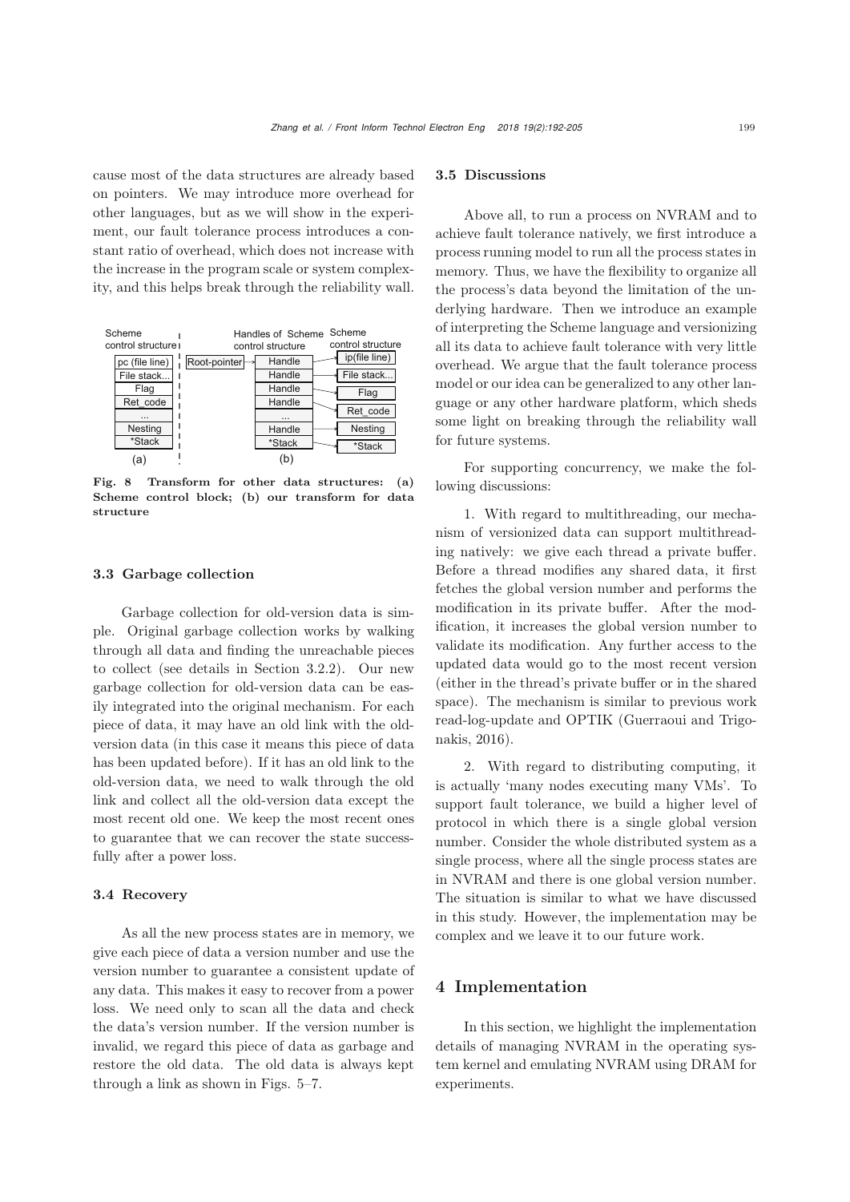cause most of the data structures are already based on pointers. We may introduce more overhead for other languages, but as we will show in the experiment, our fault tolerance process introduces a constant ratio of overhead, which does not increase with the increase in the program scale or system complexity, and this helps break through the reliability wall.

Scheme control structure

pc (file line)
File stack...
Flag
Ret_code
...
Nesting
*Stack

(a)

Handles of Scheme control structure

Root-pointer

Handle
Handle
Handle
Handle
...
Handle
*Stack

Scheme control structure

ip(file line)
File stack...
Flag
Ret_code
Nesting
*Stack

(b)

**Fig. 8 Transform for other data structures: (a) Scheme control block; (b) our transform for data structure**

### 3.3 Garbage collection

Garbage collection for old-version data is simple. Original garbage collection works by walking through all data and finding the unreachable pieces to collect (see details in Section 3.2.2). Our new garbage collection for old-version data can be easily integrated into the original mechanism. For each piece of data, it may have an old link with the old-version data (in this case it means this piece of data has been updated before). If it has an old link to the old-version data, we need to walk through the old link and collect all the old-version data except the most recent old one. We keep the most recent ones to guarantee that we can recover the state successfully after a power loss.

### 3.4 Recovery

As all the new process states are in memory, we give each piece of data a version number and use the version number to guarantee a consistent update of any data. This makes it easy to recover from a power loss. We need only to scan all the data and check the data's version number. If the version number is invalid, we regard this piece of data as garbage and restore the old data. The old data is always kept through a link as shown in Figs. 5–7.

### 3.5 Discussions

Above all, to run a process on NVRAM and to achieve fault tolerance natively, we first introduce a process running model to run all the process states in memory. Thus, we have the flexibility to organize all the process's data beyond the limitation of the underlying hardware. Then we introduce an example of interpreting the Scheme language and versionizing all its data to achieve fault tolerance with very little overhead. We argue that the fault tolerance process model or our idea can be generalized to any other language or any other hardware platform, which sheds some light on breaking through the reliability wall for future systems.

For supporting concurrency, we make the following discussions:

1. With regard to multithreading, our mechanism of versionized data can support multithreading natively: we give each thread a private buffer. Before a thread modifies any shared data, it first fetches the global version number and performs the modification in its private buffer. After the modification, it increases the global version number to validate its modification. Any further access to the updated data would go to the most recent version (either in the thread's private buffer or in the shared space). The mechanism is similar to previous work read-log-update and OPTIK (Guerraoui and Trigonakis, 2016).

2. With regard to distributing computing, it is actually 'many nodes executing many VMs'. To support fault tolerance, we build a higher level of protocol in which there is a single global version number. Consider the whole distributed system as a single process, where all the single process states are in NVRAM and there is one global version number. The situation is similar to what we have discussed in this study. However, the implementation may be complex and we leave it to our future work.

## 4 Implementation

In this section, we highlight the implementation details of managing NVRAM in the operating system kernel and emulating NVRAM using DRAM for experiments.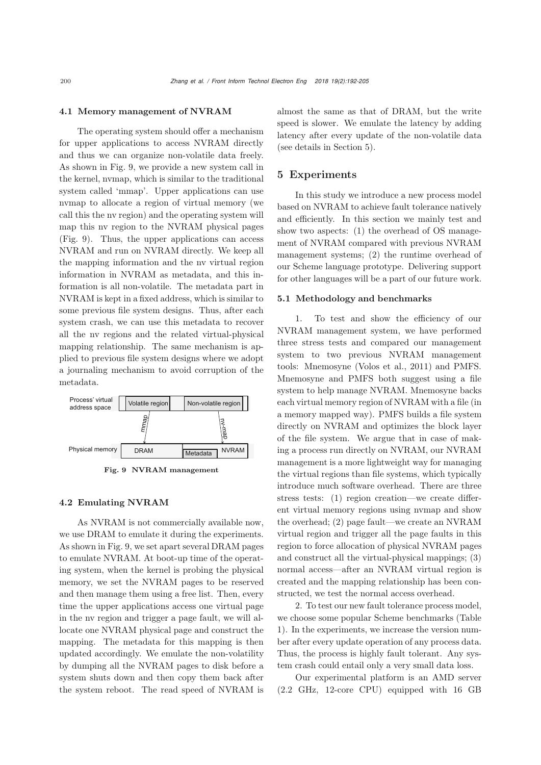### 4.1 Memory management of NVRAM

The operating system should offer a mechanism for upper applications to access NVRAM directly and thus we can organize non-volatile data freely. As shown in Fig. 9, we provide a new system call in the kernel, nvmap, which is similar to the traditional system called 'mmap'. Upper applications can use nvmap to allocate a region of virtual memory (we call this the nv region) and the operating system will map this nv region to the NVRAM physical pages (Fig. 9). Thus, the upper applications can access NVRAM and run on NVRAM directly. We keep all the mapping information and the nv virtual region information in NVRAM as metadata, and this information is all non-volatile. The metadata part in NVRAM is kept in a fixed address, which is similar to some previous file system designs. Thus, after each system crash, we can use this metadata to recover all the nv regions and the related virtual-physical mapping relationship. The same mechanism is applied to previous file system designs where we adopt a journaling mechanism to avoid corruption of the metadata.

Process' virtual address space

Volatile region

Non-volatile region

mmap

nv-map

Physical memory

DRAM

Metadata

NVRAM

**Fig. 9 NVRAM management**

### 4.2 Emulating NVRAM

As NVRAM is not commercially available now, we use DRAM to emulate it during the experiments. As shown in Fig. 9, we set apart several DRAM pages to emulate NVRAM. At boot-up time of the operating system, when the kernel is probing the physical memory, we set the NVRAM pages to be reserved and then manage them using a free list. Then, every time the upper applications access one virtual page in the nv region and trigger a page fault, we will allocate one NVRAM physical page and construct the mapping. The metadata for this mapping is then updated accordingly. We emulate the non-volatility by dumping all the NVRAM pages to disk before a system shuts down and then copy them back after the system reboot. The read speed of NVRAM is almost the same as that of DRAM, but the write speed is slower. We emulate the latency by adding latency after every update of the non-volatile data (see details in Section 5).

## 5 Experiments

In this study we introduce a new process model based on NVRAM to achieve fault tolerance natively and efficiently. In this section we mainly test and show two aspects: (1) the overhead of OS management of NVRAM compared with previous NVRAM management systems; (2) the runtime overhead of our Scheme language prototype. Delivering support for other languages will be a part of our future work.

### 5.1 Methodology and benchmarks

1. To test and show the efficiency of our NVRAM management system, we have performed three stress tests and compared our management system to two previous NVRAM management tools: Mnemosyne (Volos et al., 2011) and PMFS. Mnemosyne and PMFS both suggest using a file system to help manage NVRAM. Mnemosyne backs each virtual memory region of NVRAM with a file (in a memory mapped way). PMFS builds a file system directly on NVRAM and optimizes the block layer of the file system. We argue that in case of making a process run directly on NVRAM, our NVRAM management is a more lightweight way for managing the virtual regions than file systems, which typically introduce much software overhead. There are three stress tests: (1) region creation—we create different virtual memory regions using nvmap and show the overhead; (2) page fault—we create an NVRAM virtual region and trigger all the page faults in this region to force allocation of physical NVRAM pages and construct all the virtual-physical mappings; (3) normal access—after an NVRAM virtual region is created and the mapping relationship has been constructed, we test the normal access overhead.

2. To test our new fault tolerance process model, we choose some popular Scheme benchmarks (Table 1). In the experiments, we increase the version number after every update operation of any process data. Thus, the process is highly fault tolerant. Any system crash could entail only a very small data loss.

Our experimental platform is an AMD server (2.2 GHz, 12-core CPU) equipped with 16 GB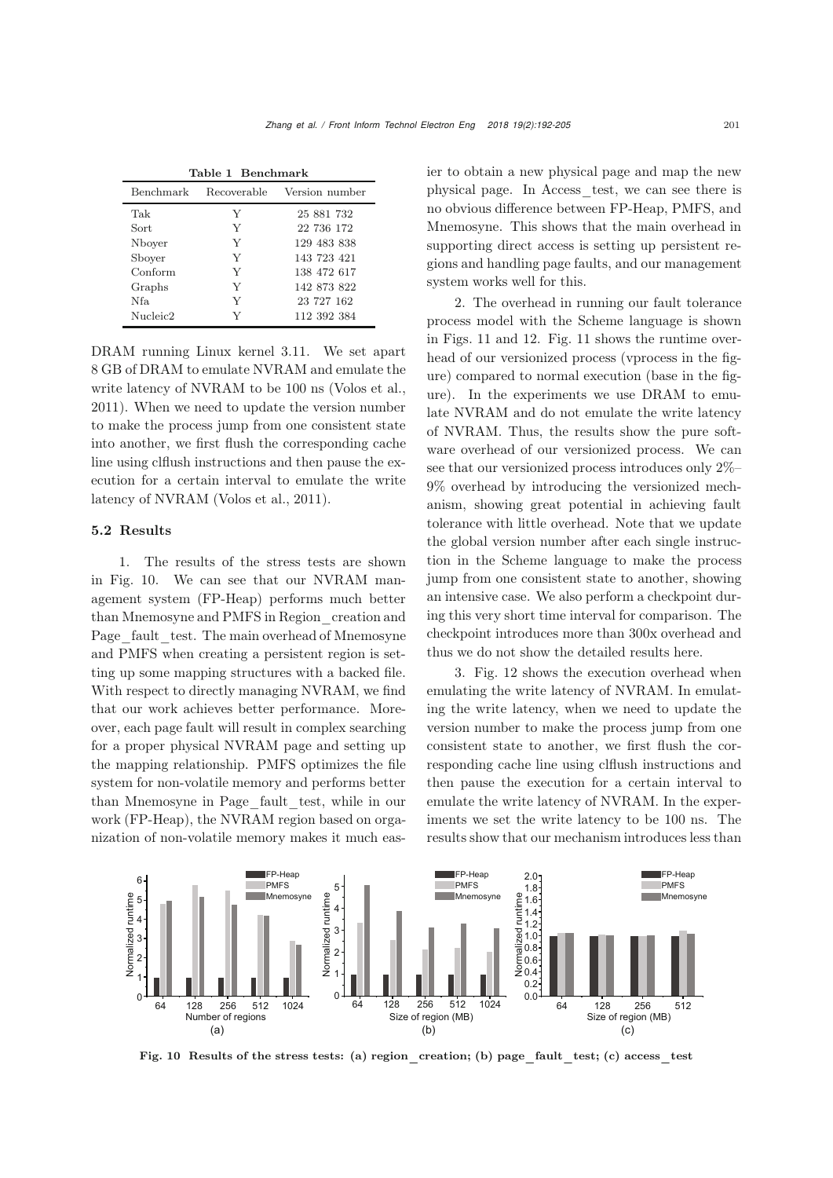Table 1 Benchmark

| Benchmark | Recoverable | Version number |
|---|---|---|
| Tak | Y | 25 881 732 |
| Sort | Y | 22 736 172 |
| Nboyer | Y | 129 483 838 |
| Sboyer | Y | 143 723 421 |
| Conform | Y | 138 472 617 |
| Graphs | Y | 142 873 822 |
| Nfa | Y | 23 727 162 |
| Nucleic2 | Y | 112 392 384 |

DRAM running Linux kernel 3.11. We set apart 8 GB of DRAM to emulate NVRAM and emulate the write latency of NVRAM to be 100 ns (Volos et al., 2011). When we need to update the version number to make the process jump from one consistent state into another, we first flush the corresponding cache line using clflush instructions and then pause the execution for a certain interval to emulate the write latency of NVRAM (Volos et al., 2011).

### 5.2 Results

1. The results of the stress tests are shown in Fig. 10. We can see that our NVRAM management system (FP-Heap) performs much better than Mnemosyne and PMFS in Region_creation and Page_fault_test. The main overhead of Mnemosyne and PMFS when creating a persistent region is setting up some mapping structures with a backed file. With respect to directly managing NVRAM, we find that our work achieves better performance. Moreover, each page fault will result in complex searching for a proper physical NVRAM page and setting up the mapping relationship. PMFS optimizes the file system for non-volatile memory and performs better than Mnemosyne in Page_fault_test, while in our work (FP-Heap), the NVRAM region based on organization of non-volatile memory makes it much easier to obtain a new physical page and map the new physical page. In Access_test, we can see there is no obvious difference between FP-Heap, PMFS, and Mnemosyne. This shows that the main overhead in supporting direct access is setting up persistent regions and handling page faults, and our management system works well for this.

2. The overhead in running our fault tolerance process model with the Scheme language is shown in Figs. 11 and 12. Fig. 11 shows the runtime overhead of our versionized process (vprocess in the figure) compared to normal execution (base in the figure). In the experiments we use DRAM to emulate NVRAM and do not emulate the write latency of NVRAM. Thus, the results show the pure software overhead of our versionized process. We can see that our versionized process introduces only 2%–9% overhead by introducing the versionized mechanism, showing great potential in achieving fault tolerance with little overhead. Note that we update the global version number after each single instruction in the Scheme language to make the process jump from one consistent state to another, showing an intensive case. We also perform a checkpoint during this very short time interval for comparison. The checkpoint introduces more than 300x overhead and thus we do not show the detailed results here.

3. Fig. 12 shows the execution overhead when emulating the write latency of NVRAM. In emulating the write latency, when we need to update the version number to make the process jump from one consistent state to another, we first flush the corresponding cache line using clflush instructions and then pause the execution for a certain interval to emulate the write latency of NVRAM. In the experiments we set the write latency to be 100 ns. The results show that our mechanism introduces less than

FP-Heap
PMFS
Mnemosyne
Normalized runtime
Number of regions
64 128 256 512 1024
(a)

Normalized runtime
Size of region (MB)
64 128 256 512 1024
(b)

Normalized runtime
Size of region (MB)
64 128 256 512
(c)

Fig. 10 Results of the stress tests: (a) region_creation; (b) page_fault_test; (c) access_test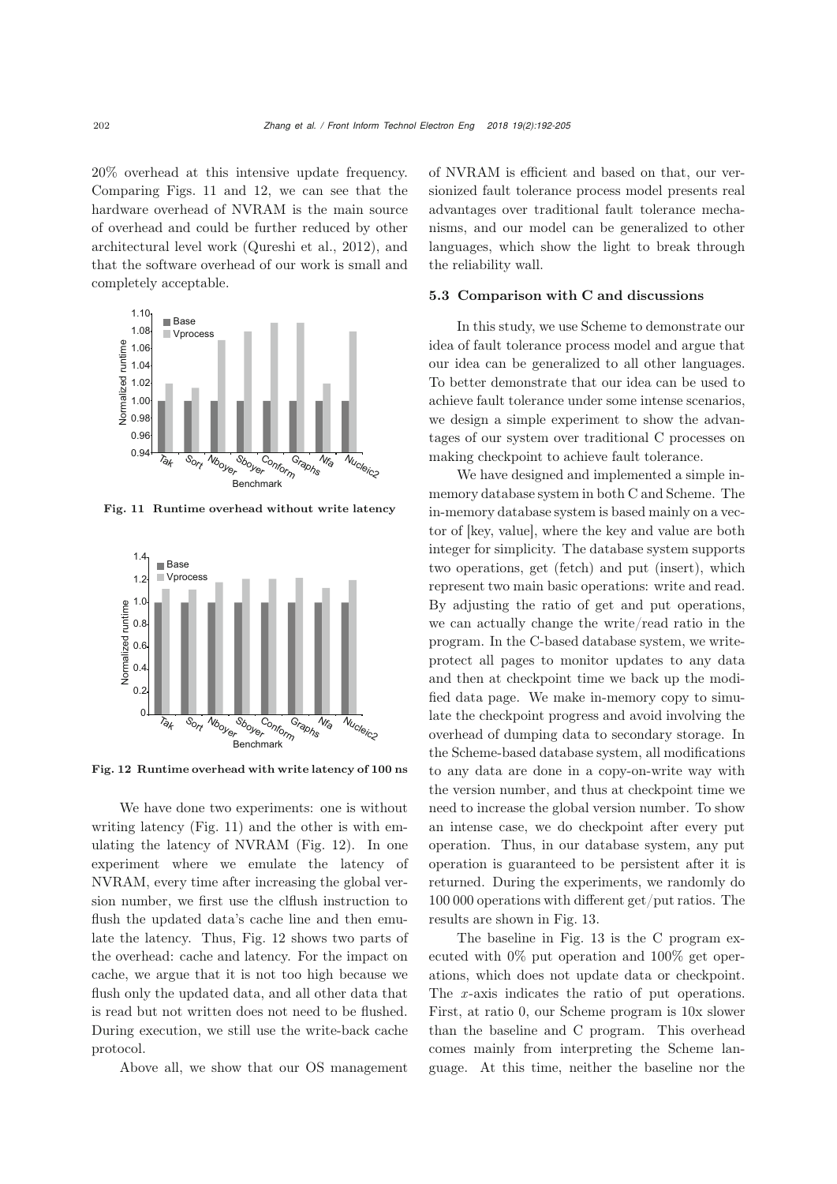20% overhead at this intensive update frequency. Comparing Figs. 11 and 12, we can see that the hardware overhead of NVRAM is the main source of overhead and could be further reduced by other architectural level work (Qureshi et al., 2012), and that the software overhead of our work is small and completely acceptable.

1.10
1.08
1.06
1.04
1.02
1.00
0.98
0.96
0.94
Normalized runtime
Base
Vprocess
Tak Sort Nboyer Sboyer Conform Graphs Nfa Nucleic2
Benchmark

**Fig. 11 Runtime overhead without write latency**

1.4
1.2
1.0
0.8
0.6
0.4
0.2
0
Normalized runtime
Base
Vprocess
Tak Sort Nboyer Sboyer Conform Graphs Nfa Nucleic2
Benchmark

**Fig. 12 Runtime overhead with write latency of 100 ns**

We have done two experiments: one is without writing latency (Fig. 11) and the other is with emulating the latency of NVRAM (Fig. 12). In one experiment where we emulate the latency of NVRAM, every time after increasing the global version number, we first use the clflush instruction to flush the updated data's cache line and then emulate the latency. Thus, Fig. 12 shows two parts of the overhead: cache and latency. For the impact on cache, we argue that it is not too high because we flush only the updated data, and all other data that is read but not written does not need to be flushed. During execution, we still use the write-back cache protocol.

Above all, we show that our OS management of NVRAM is efficient and based on that, our versionized fault tolerance process model presents real advantages over traditional fault tolerance mechanisms, and our model can be generalized to other languages, which show the light to break through the reliability wall.

### 5.3 Comparison with C and discussions

In this study, we use Scheme to demonstrate our idea of fault tolerance process model and argue that our idea can be generalized to all other languages. To better demonstrate that our idea can be used to achieve fault tolerance under some intense scenarios, we design a simple experiment to show the advantages of our system over traditional C processes on making checkpoint to achieve fault tolerance.

We have designed and implemented a simple in-memory database system in both C and Scheme. The in-memory database system is based mainly on a vector of [key, value], where the key and value are both integer for simplicity. The database system supports two operations, get (fetch) and put (insert), which represent two main basic operations: write and read. By adjusting the ratio of get and put operations, we can actually change the write/read ratio in the program. In the C-based database system, we write-protect all pages to monitor updates to any data and then at checkpoint time we back up the modified data page. We make in-memory copy to simulate the checkpoint progress and avoid involving the overhead of dumping data to secondary storage. In the Scheme-based database system, all modifications to any data are done in a copy-on-write way with the version number, and thus at checkpoint time we need to increase the global version number. To show an intense case, we do checkpoint after every put operation. Thus, in our database system, any put operation is guaranteed to be persistent after it is returned. During the experiments, we randomly do 100 000 operations with different get/put ratios. The results are shown in Fig. 13.

The baseline in Fig. 13 is the C program executed with 0% put operation and 100% get operations, which does not update data or checkpoint. The $x$-axis indicates the ratio of put operations. First, at ratio 0, our Scheme program is 10x slower than the baseline and C program. This overhead comes mainly from interpreting the Scheme language. At this time, neither the baseline nor the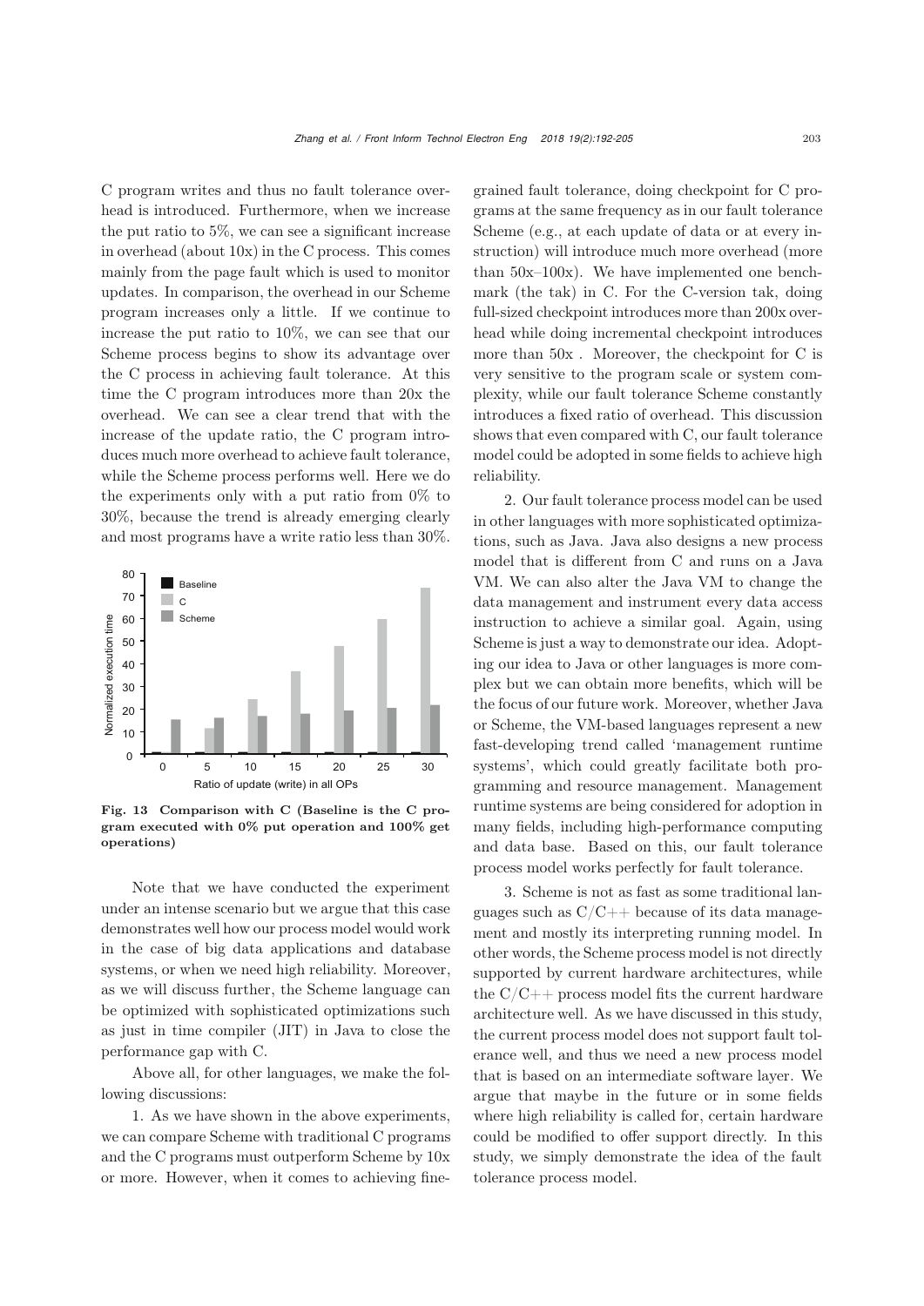C program writes and thus no fault tolerance overhead is introduced. Furthermore, when we increase the put ratio to 5%, we can see a significant increase in overhead (about 10x) in the C process. This comes mainly from the page fault which is used to monitor updates. In comparison, the overhead in our Scheme program increases only a little. If we continue to increase the put ratio to 10%, we can see that our Scheme process begins to show its advantage over the C process in achieving fault tolerance. At this time the C program introduces more than 20x the overhead. We can see a clear trend that with the increase of the update ratio, the C program introduces much more overhead to achieve fault tolerance, while the Scheme process performs well. Here we do the experiments only with a put ratio from 0% to 30%, because the trend is already emerging clearly and most programs have a write ratio less than 30%.

Baseline
C
Scheme

Normalized execution time

0
10
20
30
40
50
60
70
80

0
5
10
15
20
25
30

Ratio of update (write) in all OPs

**Fig. 13 Comparison with C (Baseline is the C program executed with 0% put operation and 100% get operations)**

Note that we have conducted the experiment under an intense scenario but we argue that this case demonstrates well how our process model would work in the case of big data applications and database systems, or when we need high reliability. Moreover, as we will discuss further, the Scheme language can be optimized with sophisticated optimizations such as just in time compiler (JIT) in Java to close the performance gap with C.

Above all, for other languages, we make the following discussions:

1. As we have shown in the above experiments, we can compare Scheme with traditional C programs and the C programs must outperform Scheme by 10x or more. However, when it comes to achieving fine-grained fault tolerance, doing checkpoint for C programs at the same frequency as in our fault tolerance Scheme (e.g., at each update of data or at every instruction) will introduce much more overhead (more than 50x–100x). We have implemented one benchmark (the tak) in C. For the C-version tak, doing full-sized checkpoint introduces more than 200x overhead while doing incremental checkpoint introduces more than 50x . Moreover, the checkpoint for C is very sensitive to the program scale or system complexity, while our fault tolerance Scheme constantly introduces a fixed ratio of overhead. This discussion shows that even compared with C, our fault tolerance model could be adopted in some fields to achieve high reliability.

2. Our fault tolerance process model can be used in other languages with more sophisticated optimizations, such as Java. Java also designs a new process model that is different from C and runs on a Java VM. We can also alter the Java VM to change the data management and instrument every data access instruction to achieve a similar goal. Again, using Scheme is just a way to demonstrate our idea. Adopting our idea to Java or other languages is more complex but we can obtain more benefits, which will be the focus of our future work. Moreover, whether Java or Scheme, the VM-based languages represent a new fast-developing trend called 'management runtime systems', which could greatly facilitate both programming and resource management. Management runtime systems are being considered for adoption in many fields, including high-performance computing and data base. Based on this, our fault tolerance process model works perfectly for fault tolerance.

3. Scheme is not as fast as some traditional languages such as C/C++ because of its data management and mostly its interpreting running model. In other words, the Scheme process model is not directly supported by current hardware architectures, while the C/C++ process model fits the current hardware architecture well. As we have discussed in this study, the current process model does not support fault tolerance well, and thus we need a new process model that is based on an intermediate software layer. We argue that maybe in the future or in some fields where high reliability is called for, certain hardware could be modified to offer support directly. In this study, we simply demonstrate the idea of the fault tolerance process model.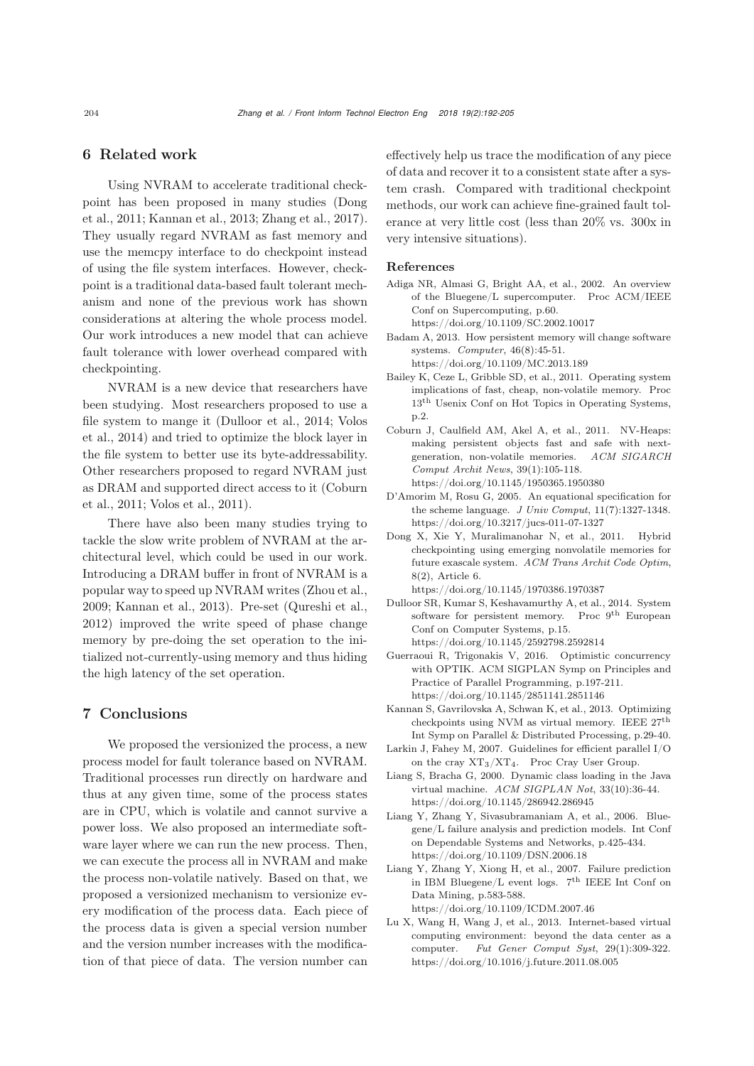## 6 Related work

Using NVRAM to accelerate traditional checkpoint has been proposed in many studies (Dong et al., 2011; Kannan et al., 2013; Zhang et al., 2017). They usually regard NVRAM as fast memory and use the memcpy interface to do checkpoint instead of using the file system interfaces. However, checkpoint is a traditional data-based fault tolerant mechanism and none of the previous work has shown considerations at altering the whole process model. Our work introduces a new model that can achieve fault tolerance with lower overhead compared with checkpointing.

NVRAM is a new device that researchers have been studying. Most researchers proposed to use a file system to mange it (Dulloor et al., 2014; Volos et al., 2014) and tried to optimize the block layer in the file system to better use its byte-addressability. Other researchers proposed to regard NVRAM just as DRAM and supported direct access to it (Coburn et al., 2011; Volos et al., 2011).

There have also been many studies trying to tackle the slow write problem of NVRAM at the architectural level, which could be used in our work. Introducing a DRAM buffer in front of NVRAM is a popular way to speed up NVRAM writes (Zhou et al., 2009; Kannan et al., 2013). Pre-set (Qureshi et al., 2012) improved the write speed of phase change memory by pre-doing the set operation to the initialized not-currently-using memory and thus hiding the high latency of the set operation.

## 7 Conclusions

We proposed the versionized the process, a new process model for fault tolerance based on NVRAM. Traditional processes run directly on hardware and thus at any given time, some of the process states are in CPU, which is volatile and cannot survive a power loss. We also proposed an intermediate software layer where we can run the new process. Then, we can execute the process all in NVRAM and make the process non-volatile natively. Based on that, we proposed a versionized mechanism to versionize every modification of the process data. Each piece of the process data is given a special version number and the version number increases with the modification of that piece of data. The version number can effectively help us trace the modification of any piece of data and recover it to a consistent state after a system crash. Compared with traditional checkpoint methods, our work can achieve fine-grained fault tolerance at very little cost (less than 20% vs. 300x in very intensive situations).

### References

Adiga NR, Almasi G, Bright AA, et al., 2002. An overview of the Bluegene/L supercomputer. Proc ACM/IEEE Conf on Supercomputing, p.60. https://doi.org/10.1109/SC.2002.10017

Badam A, 2013. How persistent memory will change software systems. *Computer*, 46(8):45-51. https://doi.org/10.1109/MC.2013.189

Bailey K, Ceze L, Gribble SD, et al., 2011. Operating system implications of fast, cheap, non-volatile memory. Proc 13th Usenix Conf on Hot Topics in Operating Systems, p.2.

Coburn J, Caulfield AM, Akel A, et al., 2011. NV-Heaps: making persistent objects fast and safe with next-generation, non-volatile memories. *ACM SIGARCH Comput Archit News*, 39(1):105-118. https://doi.org/10.1145/1950365.1950380

D'Amorim M, Rosu G, 2005. An equational specification for the scheme language. *J Univ Comput*, 11(7):1327-1348. https://doi.org/10.3217/jucs-011-07-1327

Dong X, Xie Y, Muralimanohar N, et al., 2011. Hybrid checkpointing using emerging nonvolatile memories for future exascale system. *ACM Trans Archit Code Optim*, 8(2), Article 6. https://doi.org/10.1145/1970386.1970387

Dulloor SR, Kumar S, Keshavamurthy A, et al., 2014. System software for persistent memory. Proc 9th European Conf on Computer Systems, p.15. https://doi.org/10.1145/2592798.2592814

Guerraoui R, Trigonakis V, 2016. Optimistic concurrency with OPTIK. ACM SIGPLAN Symp on Principles and Practice of Parallel Programming, p.197-211. https://doi.org/10.1145/2851141.2851146

Kannan S, Gavrilovska A, Schwan K, et al., 2013. Optimizing checkpoints using NVM as virtual memory. IEEE 27th Int Symp on Parallel & Distributed Processing, p.29-40.

Larkin J, Fahey M, 2007. Guidelines for efficient parallel I/O on the cray $XT_3/XT_4$. Proc Cray User Group.

Liang S, Bracha G, 2000. Dynamic class loading in the Java virtual machine. *ACM SIGPLAN Not*, 33(10):36-44. https://doi.org/10.1145/286942.286945

Liang Y, Zhang Y, Sivasubramaniam A, et al., 2006. Bluegene/L failure analysis and prediction models. Int Conf on Dependable Systems and Networks, p.425-434. https://doi.org/10.1109/DSN.2006.18

Liang Y, Zhang Y, Xiong H, et al., 2007. Failure prediction in IBM Bluegene/L event logs. 7th IEEE Int Conf on Data Mining, p.583-588. https://doi.org/10.1109/ICDM.2007.46

Lu X, Wang H, Wang J, et al., 2013. Internet-based virtual computing environment: beyond the data center as a computer. *Fut Gener Comput Syst*, 29(1):309-322. https://doi.org/10.1016/j.future.2011.08.005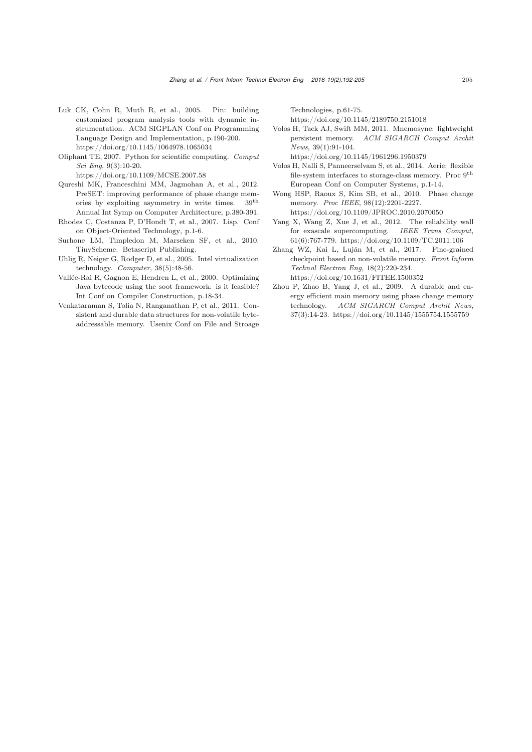Luk CK, Cohn R, Muth R, et al., 2005. Pin: building customized program analysis tools with dynamic instrumentation. ACM SIGPLAN Conf on Programming Language Design and Implementation, p.190-200. https://doi.org/10.1145/1064978.1065034

Oliphant TE, 2007. Python for scientific computing. *Comput Sci Eng*, 9(3):10-20. https://doi.org/10.1109/MCSE.2007.58

Qureshi MK, Franceschini MM, Jagmohan A, et al., 2012. PreSET: improving performance of phase change memories by exploiting asymmetry in write times. 39th Annual Int Symp on Computer Architecture, p.380-391.

Rhodes C, Costanza P, D'Hondt T, et al., 2007. Lisp. Conf on Object-Oriented Technology, p.1-6.

Surhone LM, Timpledon M, Marseken SF, et al., 2010. TinyScheme. Betascript Publishing.

Uhlig R, Neiger G, Rodger D, et al., 2005. Intel virtualization technology. *Computer*, 38(5):48-56.

Vallée-Rai R, Gagnon E, Hendren L, et al., 2000. Optimizing Java bytecode using the soot framework: is it feasible? Int Conf on Compiler Construction, p.18-34.

Venkataraman S, Tolia N, Ranganathan P, et al., 2011. Consistent and durable data structures for non-volatile byte-addressable memory. Usenix Conf on File and Stroage Technologies, p.61-75. https://doi.org/10.1145/2189750.2151018

Volos H, Tack AJ, Swift MM, 2011. Mnemosyne: lightweight persistent memory. *ACM SIGARCH Comput Archit News*, 39(1):91-104. https://doi.org/10.1145/1961296.1950379

Volos H, Nalli S, Panneerselvam S, et al., 2014. Aerie: flexible file-system interfaces to storage-class memory. Proc 9th European Conf on Computer Systems, p.1-14.

Wong HSP, Raoux S, Kim SB, et al., 2010. Phase change memory. *Proc IEEE*, 98(12):2201-2227. https://doi.org/10.1109/JPROC.2010.2070050

Yang X, Wang Z, Xue J, et al., 2012. The reliability wall for exascale supercomputing. *IEEE Trans Comput*, 61(6):767-779. https://doi.org/10.1109/TC.2011.106

Zhang WZ, Kai L, Luján M, et al., 2017. Fine-grained checkpoint based on non-volatile memory. *Front Inform Technol Electron Eng*, 18(2):220-234. https://doi.org/10.1631/FITEE.1500352

Zhou P, Zhao B, Yang J, et al., 2009. A durable and energy efficient main memory using phase change memory technology. *ACM SIGARCH Comput Archit News*, 37(3):14-23. https://doi.org/10.1145/1555754.1555759